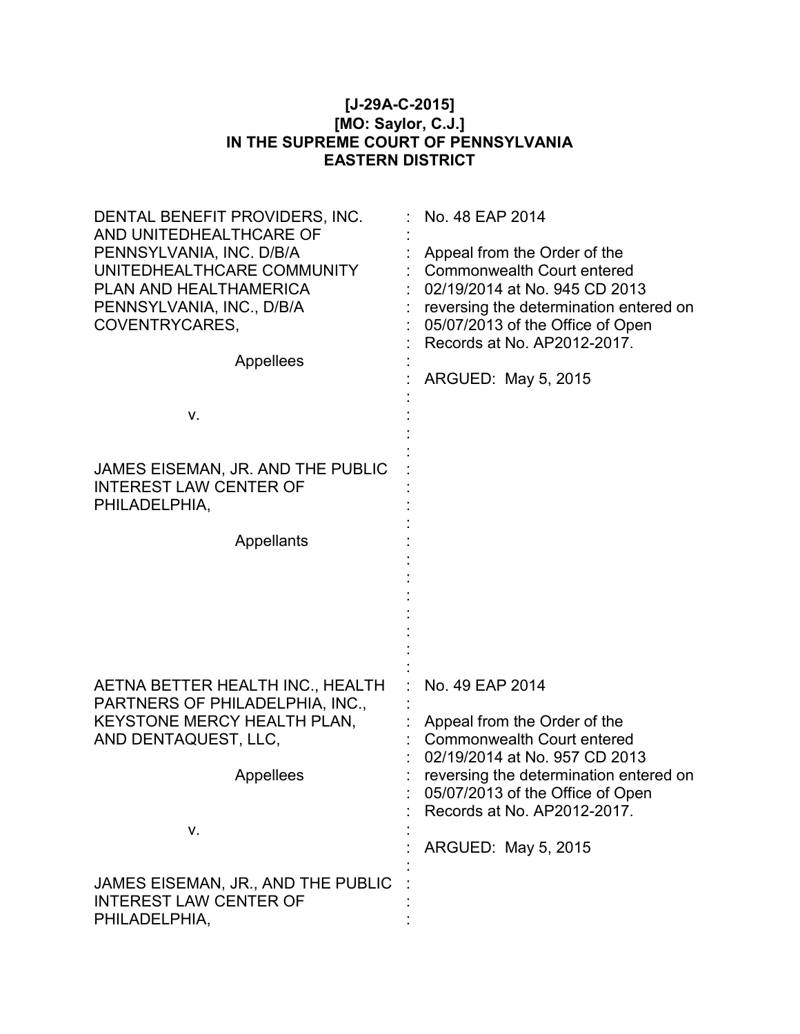**[J-29A-C-2015]**
**[MO: Saylor, C.J.]**
**IN THE SUPREME COURT OF PENNSYLVANIA**
**EASTERN DISTRICT**

DENTAL BENEFIT PROVIDERS, INC. AND UNITEDHEALTHCARE OF PENNSYLVANIA, INC. D/B/A UNITEDHEALTHCARE COMMUNITY PLAN AND HEALTHAMERICA PENNSYLVANIA, INC., D/B/A COVENTRYCARES,

Appellees

v.

JAMES EISEMAN, JR. AND THE PUBLIC INTEREST LAW CENTER OF PHILADELPHIA,

Appellants

: No. 48 EAP 2014

: Appeal from the Order of the Commonwealth Court entered 02/19/2014 at No. 945 CD 2013 reversing the determination entered on 05/07/2013 of the Office of Open Records at No. AP2012-2017.

: ARGUED: May 5, 2015

AETNA BETTER HEALTH INC., HEALTH PARTNERS OF PHILADELPHIA, INC., KEYSTONE MERCY HEALTH PLAN, AND DENTAQUEST, LLC,

Appellees

v.

JAMES EISEMAN, JR., AND THE PUBLIC INTEREST LAW CENTER OF PHILADELPHIA,

: No. 49 EAP 2014

: Appeal from the Order of the Commonwealth Court entered 02/19/2014 at No. 957 CD 2013 reversing the determination entered on 05/07/2013 of the Office of Open Records at No. AP2012-2017.

: ARGUED: May 5, 2015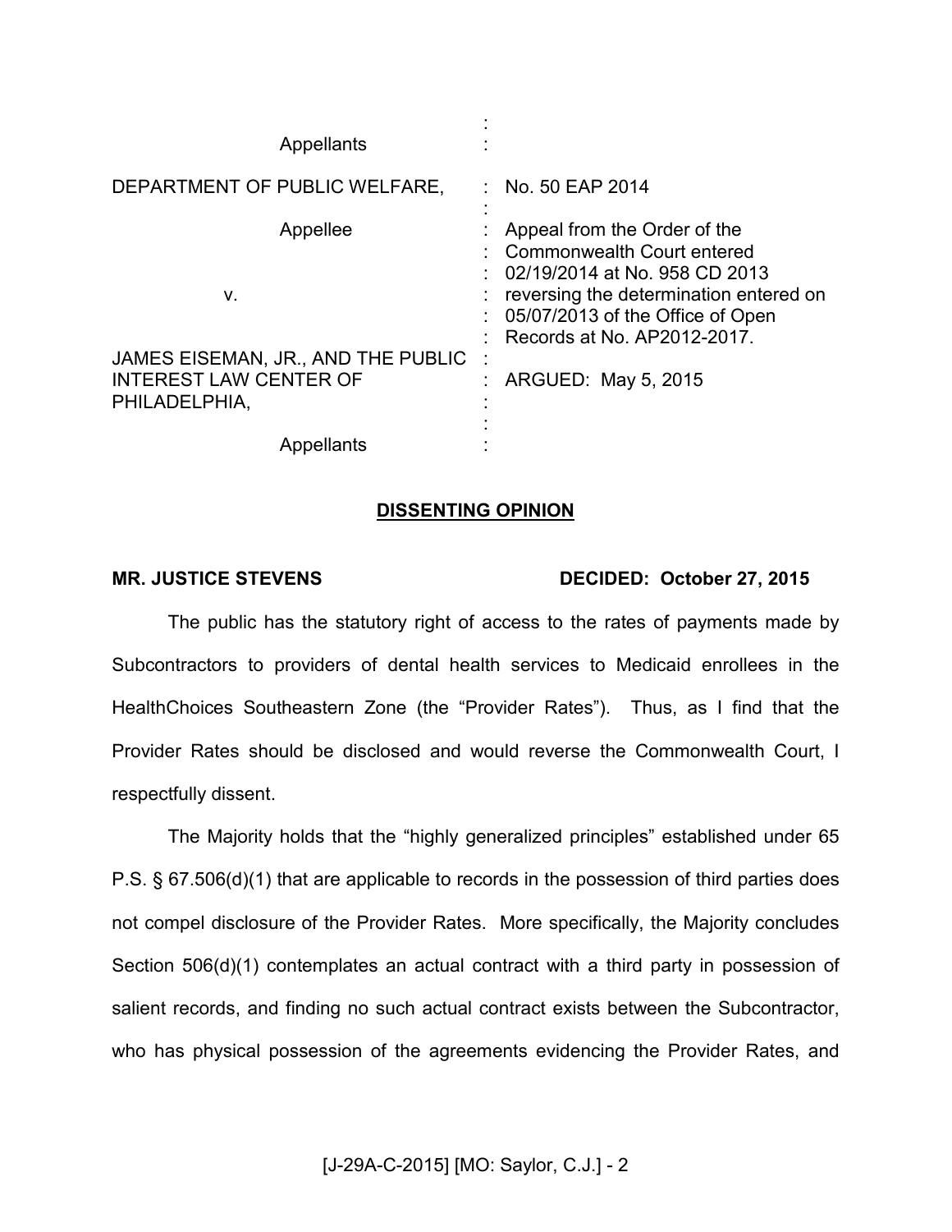| | | |
|---|---|---|
| Appellants | : | |
| DEPARTMENT OF PUBLIC WELFARE, | : | No. 50 EAP 2014 |
| Appellee | : | Appeal from the Order of the Commonwealth Court entered 02/19/2014 at No. 958 CD 2013 reversing the determination entered on 05/07/2013 of the Office of Open Records at No. AP2012-2017. |
| v. | : | |
| JAMES EISEMAN, JR., AND THE PUBLIC INTEREST LAW CENTER OF PHILADELPHIA, | : | ARGUED: May 5, 2015 |
| Appellants | : | |

## DISSENTING OPINION

**MR. JUSTICE STEVENS** **DECIDED: October 27, 2015**

The public has the statutory right of access to the rates of payments made by Subcontractors to providers of dental health services to Medicaid enrollees in the HealthChoices Southeastern Zone (the "Provider Rates"). Thus, as I find that the Provider Rates should be disclosed and would reverse the Commonwealth Court, I respectfully dissent.

The Majority holds that the "highly generalized principles" established under 65 P.S. § 67.506(d)(1) that are applicable to records in the possession of third parties does not compel disclosure of the Provider Rates. More specifically, the Majority concludes Section 506(d)(1) contemplates an actual contract with a third party in possession of salient records, and finding no such actual contract exists between the Subcontractor, who has physical possession of the agreements evidencing the Provider Rates, and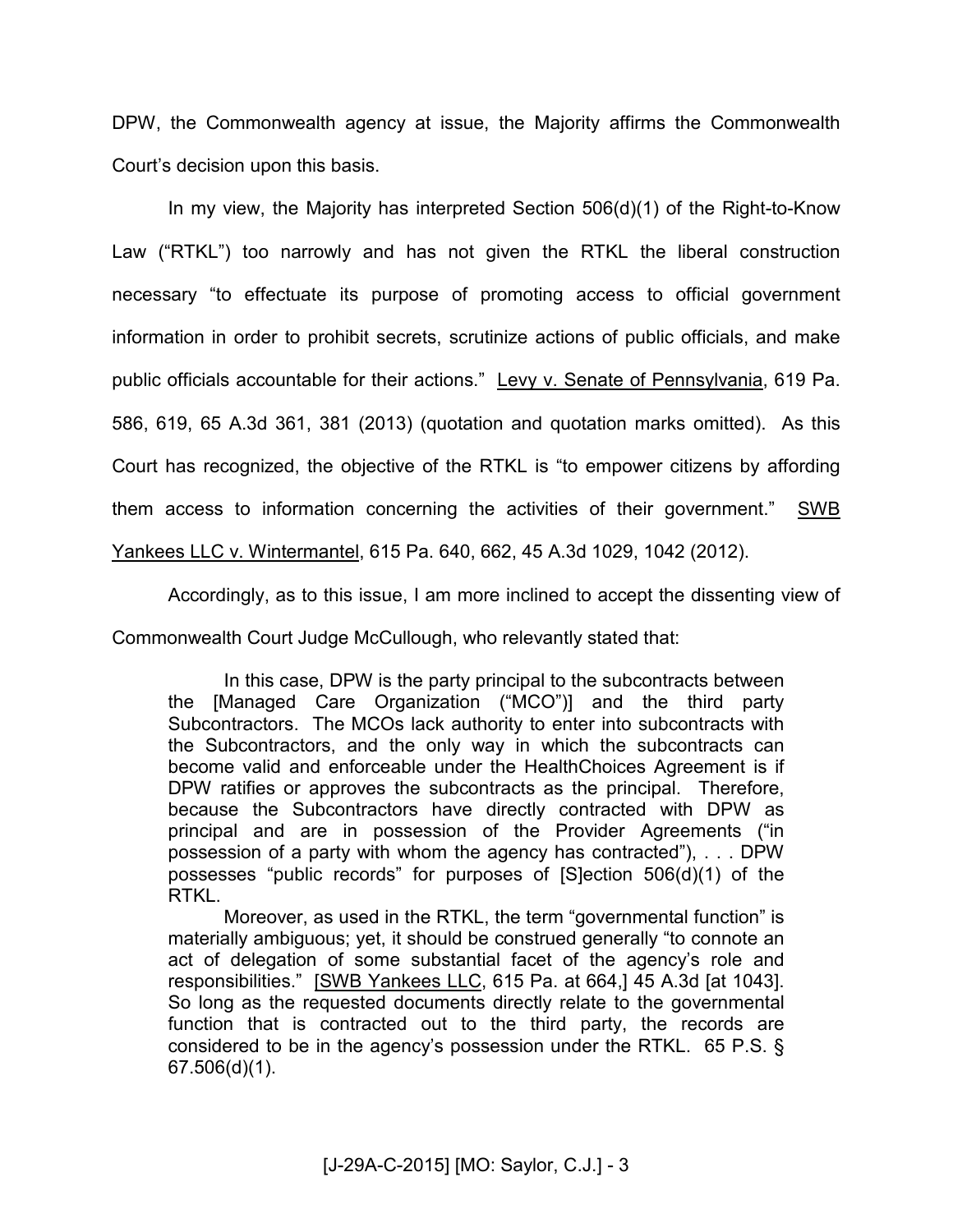DPW, the Commonwealth agency at issue, the Majority affirms the Commonwealth Court's decision upon this basis.

In my view, the Majority has interpreted Section 506(d)(1) of the Right-to-Know Law ("RTKL") too narrowly and has not given the RTKL the liberal construction necessary "to effectuate its purpose of promoting access to official government information in order to prohibit secrets, scrutinize actions of public officials, and make public officials accountable for their actions." Levy v. Senate of Pennsylvania, 619 Pa. 586, 619, 65 A.3d 361, 381 (2013) (quotation and quotation marks omitted). As this Court has recognized, the objective of the RTKL is "to empower citizens by affording them access to information concerning the activities of their government." SWB Yankees LLC v. Wintermantel, 615 Pa. 640, 662, 45 A.3d 1029, 1042 (2012).

Accordingly, as to this issue, I am more inclined to accept the dissenting view of Commonwealth Court Judge McCullough, who relevantly stated that:

> In this case, DPW is the party principal to the subcontracts between the [Managed Care Organization ("MCO")] and the third party Subcontractors. The MCOs lack authority to enter into subcontracts with the Subcontractors, and the only way in which the subcontracts can become valid and enforceable under the HealthChoices Agreement is if DPW ratifies or approves the subcontracts as the principal. Therefore, because the Subcontractors have directly contracted with DPW as principal and are in possession of the Provider Agreements ("in possession of a party with whom the agency has contracted"), . . . DPW possesses "public records" for purposes of [S]ection 506(d)(1) of the RTKL.
>
> Moreover, as used in the RTKL, the term "governmental function" is materially ambiguous; yet, it should be construed generally "to connote an act of delegation of some substantial facet of the agency's role and responsibilities." [SWB Yankees LLC, 615 Pa. at 664,] 45 A.3d [at 1043]. So long as the requested documents directly relate to the governmental function that is contracted out to the third party, the records are considered to be in the agency's possession under the RTKL. 65 P.S. § 67.506(d)(1).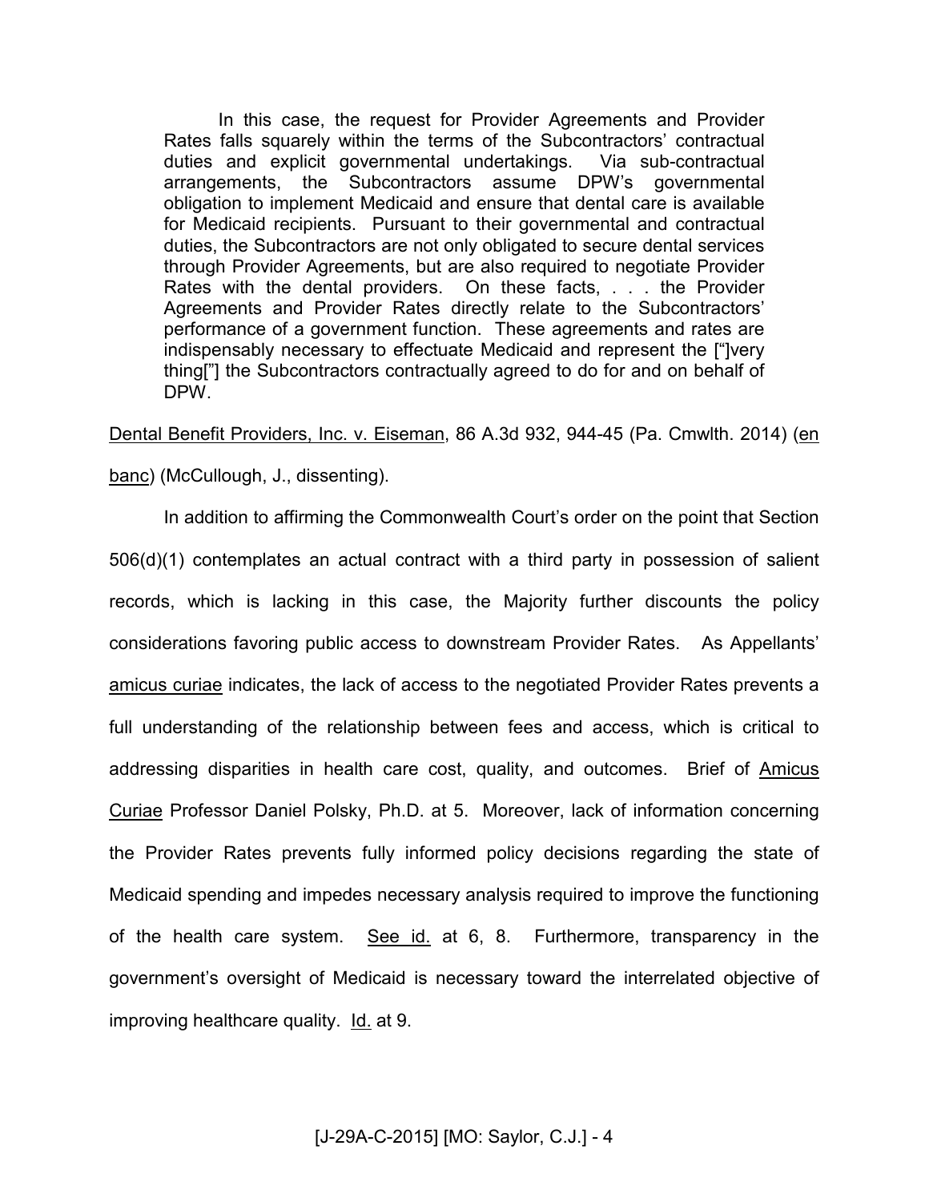> In this case, the request for Provider Agreements and Provider Rates falls squarely within the terms of the Subcontractors' contractual duties and explicit governmental undertakings. Via sub-contractual arrangements, the Subcontractors assume DPW's governmental obligation to implement Medicaid and ensure that dental care is available for Medicaid recipients. Pursuant to their governmental and contractual duties, the Subcontractors are not only obligated to secure dental services through Provider Agreements, but are also required to negotiate Provider Rates with the dental providers. On these facts, . . . the Provider Agreements and Provider Rates directly relate to the Subcontractors' performance of a government function. These agreements and rates are indispensably necessary to effectuate Medicaid and represent the ["]very thing["] the Subcontractors contractually agreed to do for and on behalf of DPW.

Dental Benefit Providers, Inc. v. Eiseman, 86 A.3d 932, 944-45 (Pa. Cmwlth. 2014) (en banc) (McCullough, J., dissenting).

In addition to affirming the Commonwealth Court's order on the point that Section 506(d)(1) contemplates an actual contract with a third party in possession of salient records, which is lacking in this case, the Majority further discounts the policy considerations favoring public access to downstream Provider Rates. As Appellants' amicus curiae indicates, the lack of access to the negotiated Provider Rates prevents a full understanding of the relationship between fees and access, which is critical to addressing disparities in health care cost, quality, and outcomes. Brief of Amicus Curiae Professor Daniel Polsky, Ph.D. at 5. Moreover, lack of information concerning the Provider Rates prevents fully informed policy decisions regarding the state of Medicaid spending and impedes necessary analysis required to improve the functioning of the health care system. See id. at 6, 8. Furthermore, transparency in the government's oversight of Medicaid is necessary toward the interrelated objective of improving healthcare quality. Id. at 9.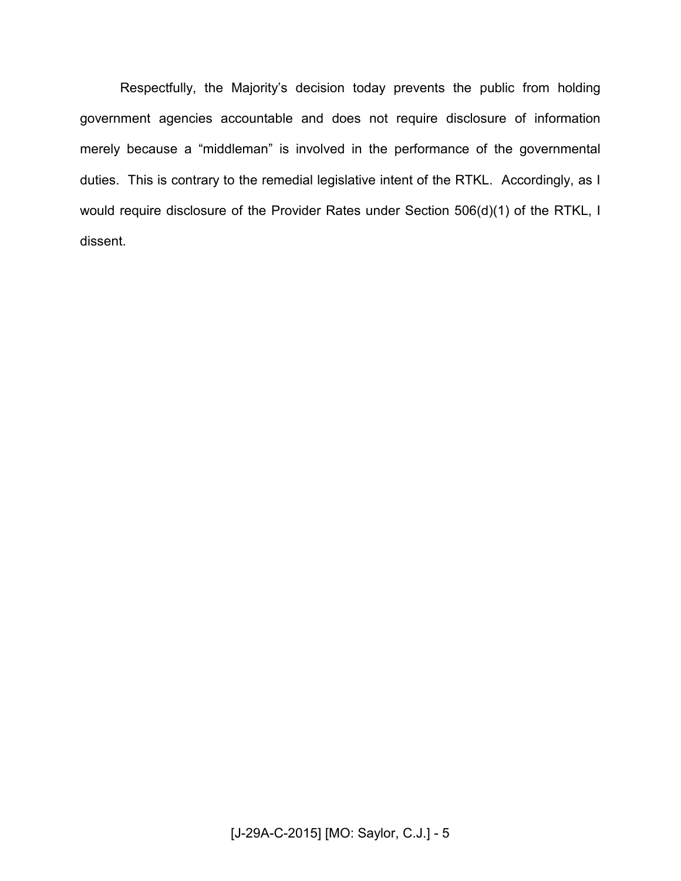Respectfully, the Majority's decision today prevents the public from holding government agencies accountable and does not require disclosure of information merely because a "middleman" is involved in the performance of the governmental duties. This is contrary to the remedial legislative intent of the RTKL. Accordingly, as I would require disclosure of the Provider Rates under Section 506(d)(1) of the RTKL, I dissent.